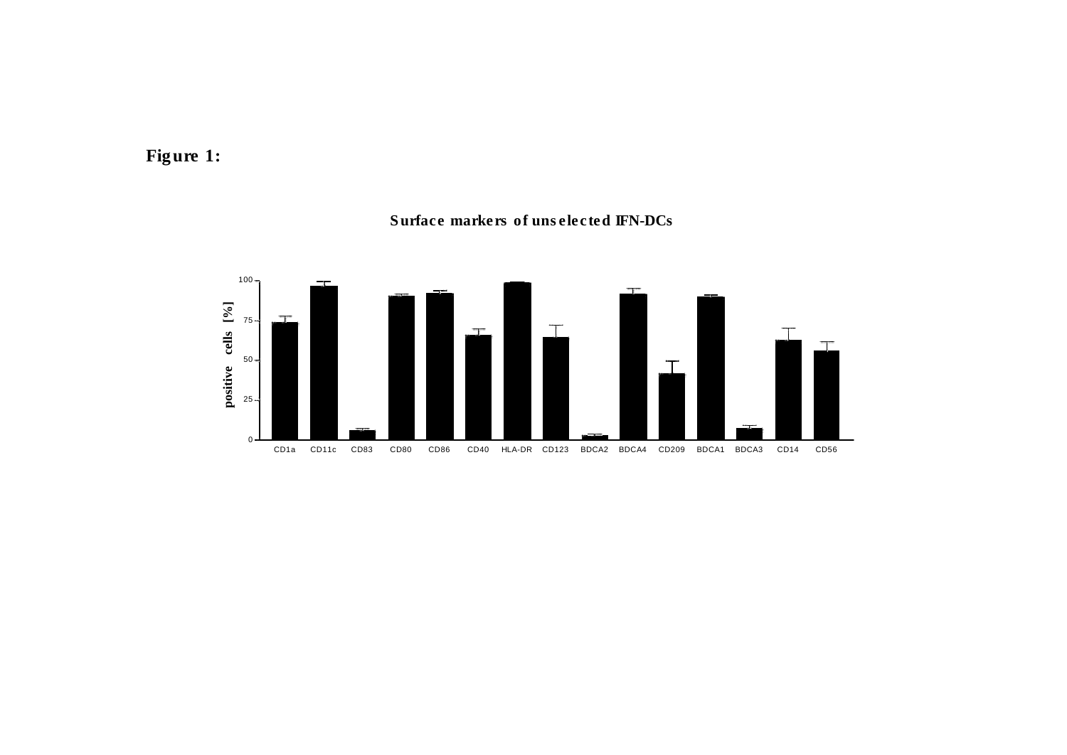**Figure 1:**

**Surface markers of unselected IFN-DCs**

positive cells [%]

100, 75, 50, 25, 0

CD1a CD11c CD83 CD80 CD86 CD40 HLA-DR CD123 BDCA2 BDCA4 CD209 BDCA1 BDCA3 CD14 CD56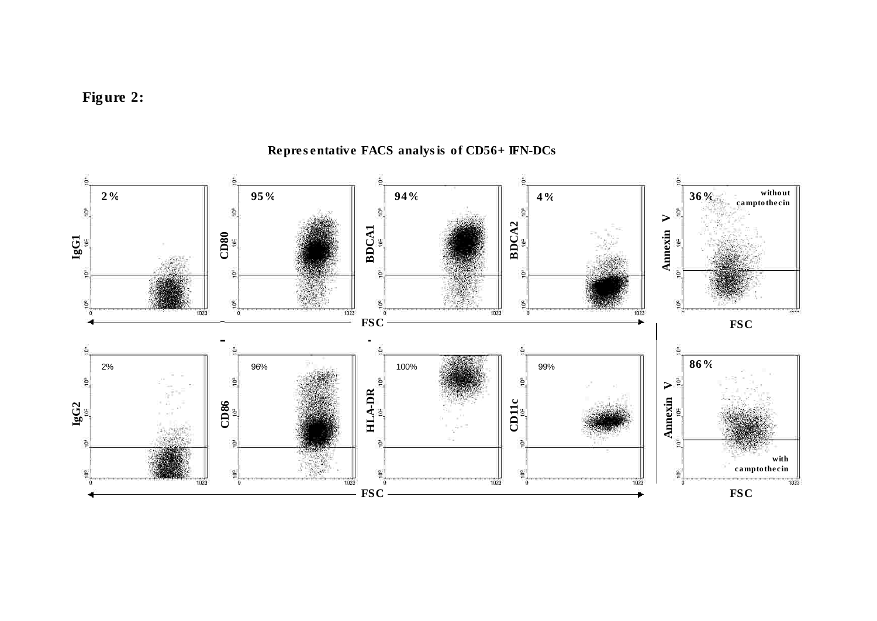**Figure 2:**

**Representative FACS analysis of CD56+ IFN-DCs**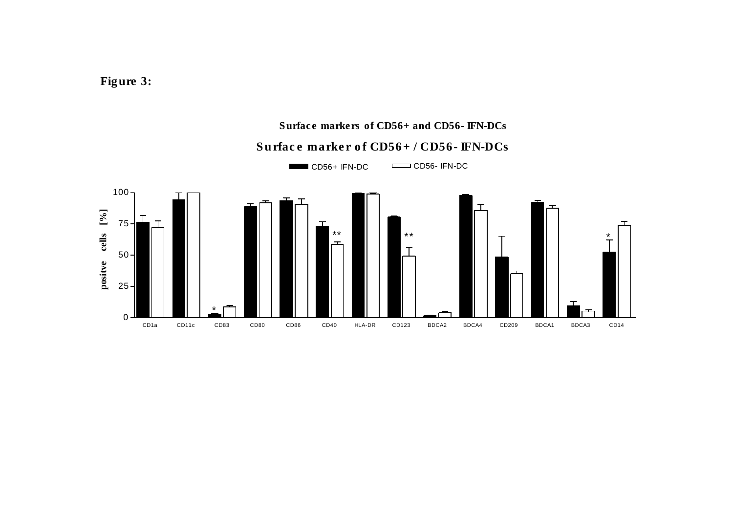**Figure 3:**

**Surface markers of CD56+ and CD56- IFN-DCs**

**Surface marker of CD56+ / CD56- IFN-DCs**

CD56+ IFN-DC    CD56- IFN-DC

positve cells [%]

100, 75, 50, 25, 0

CD1a, CD11c, CD83 *, CD80, CD86, CD40 **, HLA-DR, CD123 **, BDCA2, BDCA4, CD209, BDCA1, BDCA3, CD14 *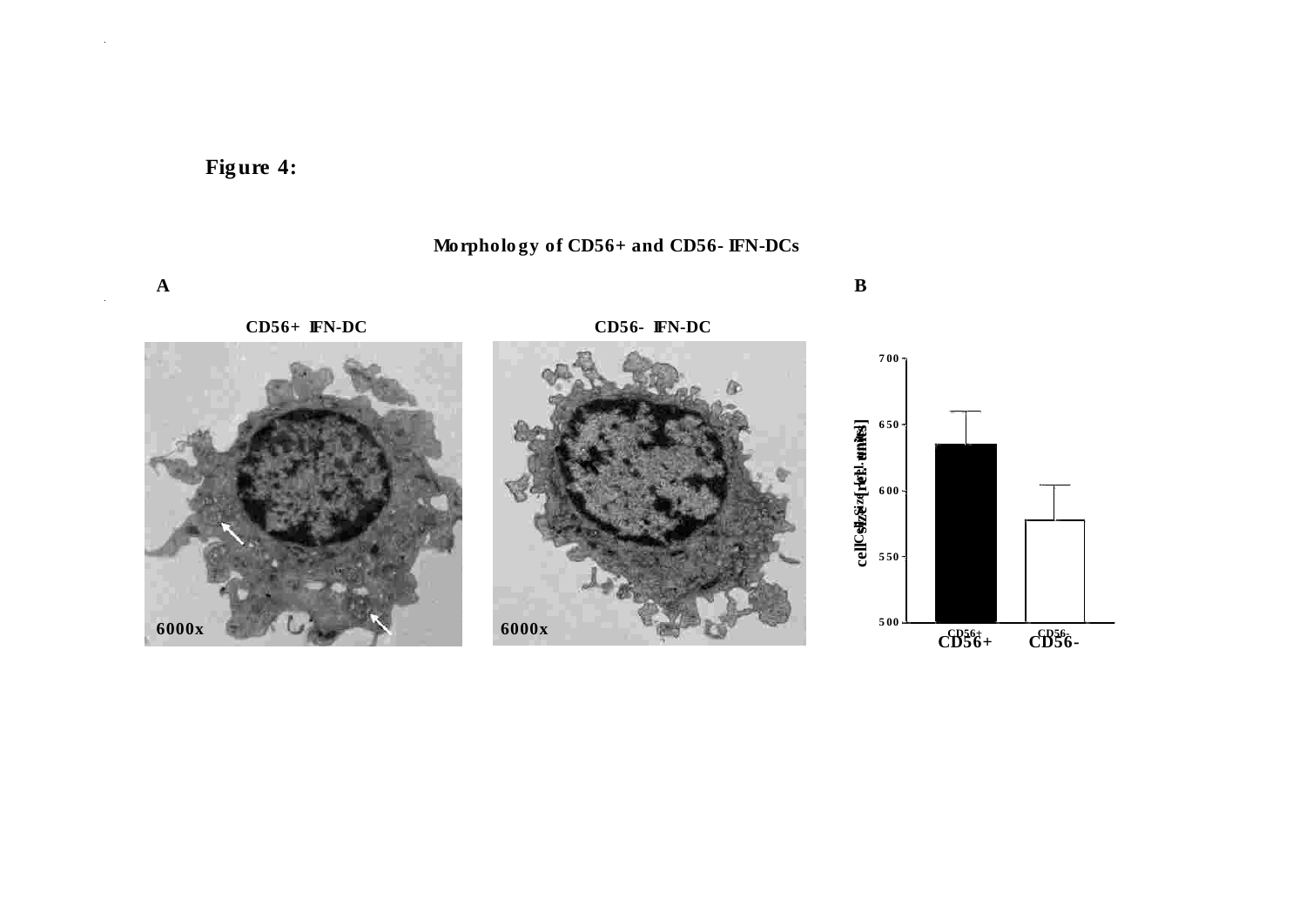**Figure 4:**

**Morphology of CD56+ and CD56- IFN-DCs**

**A**

CD56+ IFN-DC

CD56- IFN-DC

6000x

6000x

**B**

cell size [rel. units]

700

650

600

550

500

CD56+

CD56-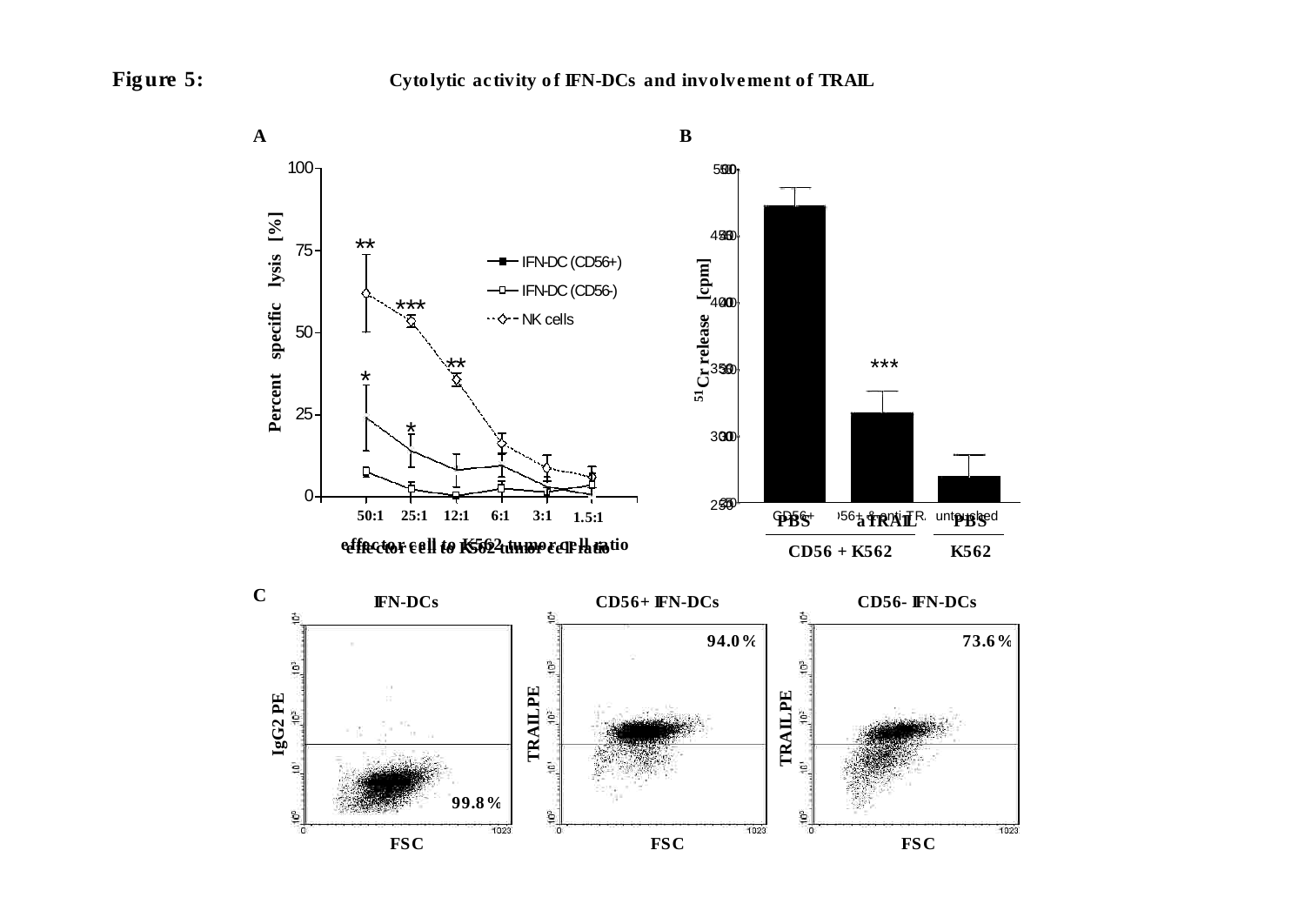**Figure 5:** **Cytolytic activity of IFN-DCs and involvement of TRAIL**

**A**

**B**

**C**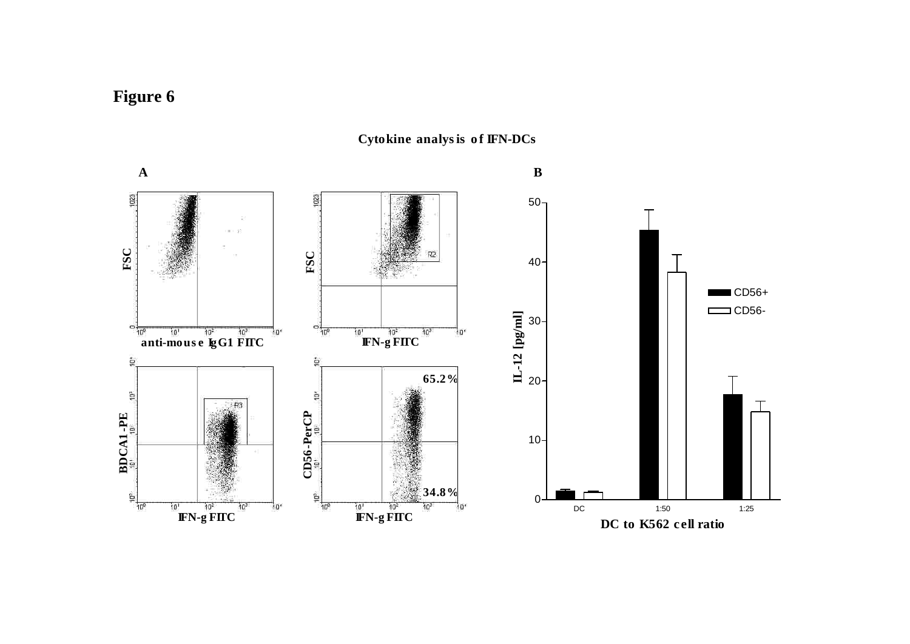# Figure 6

**Cytokine analysis of IFN-DCs**

**A**

**B**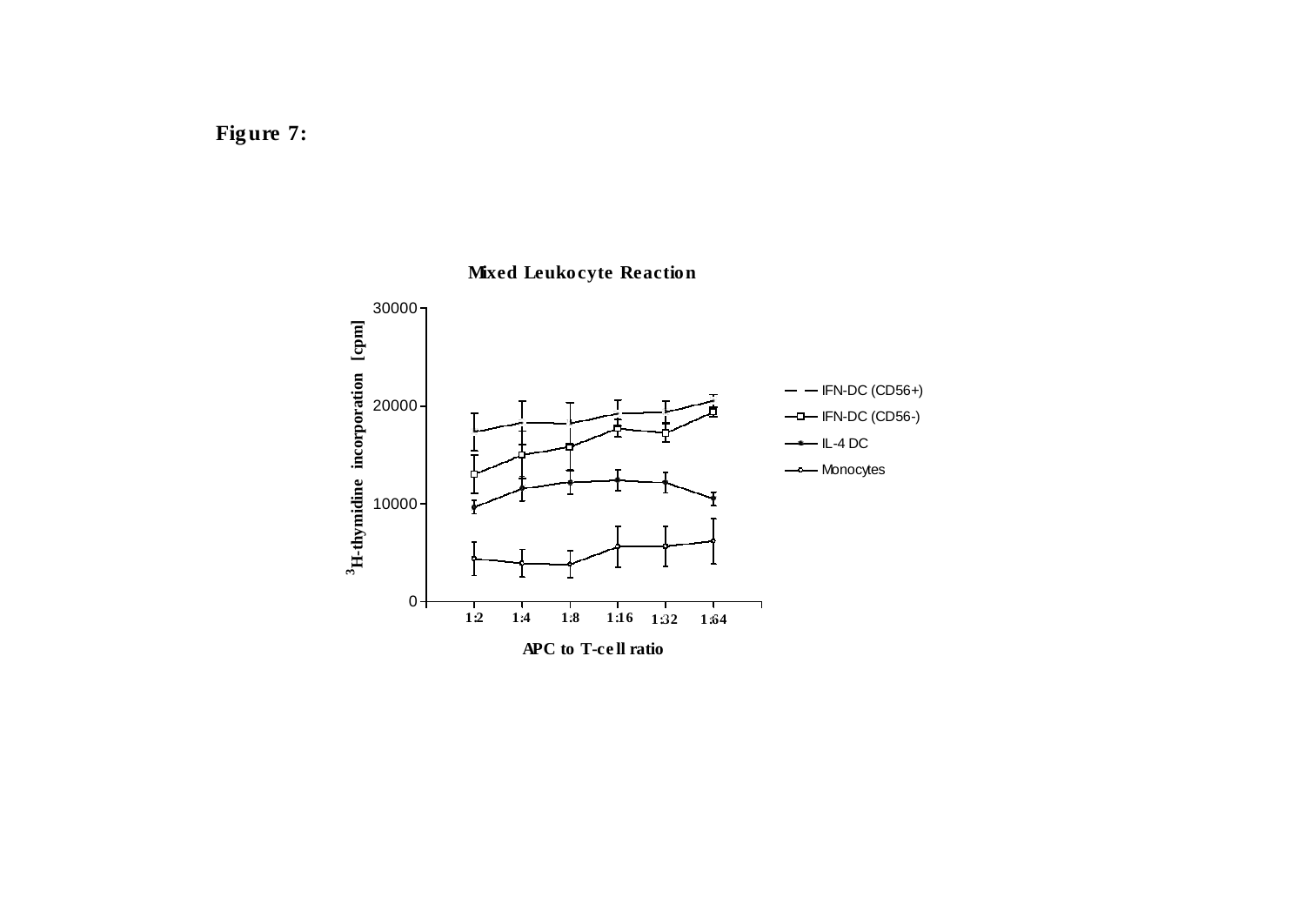**Figure 7:**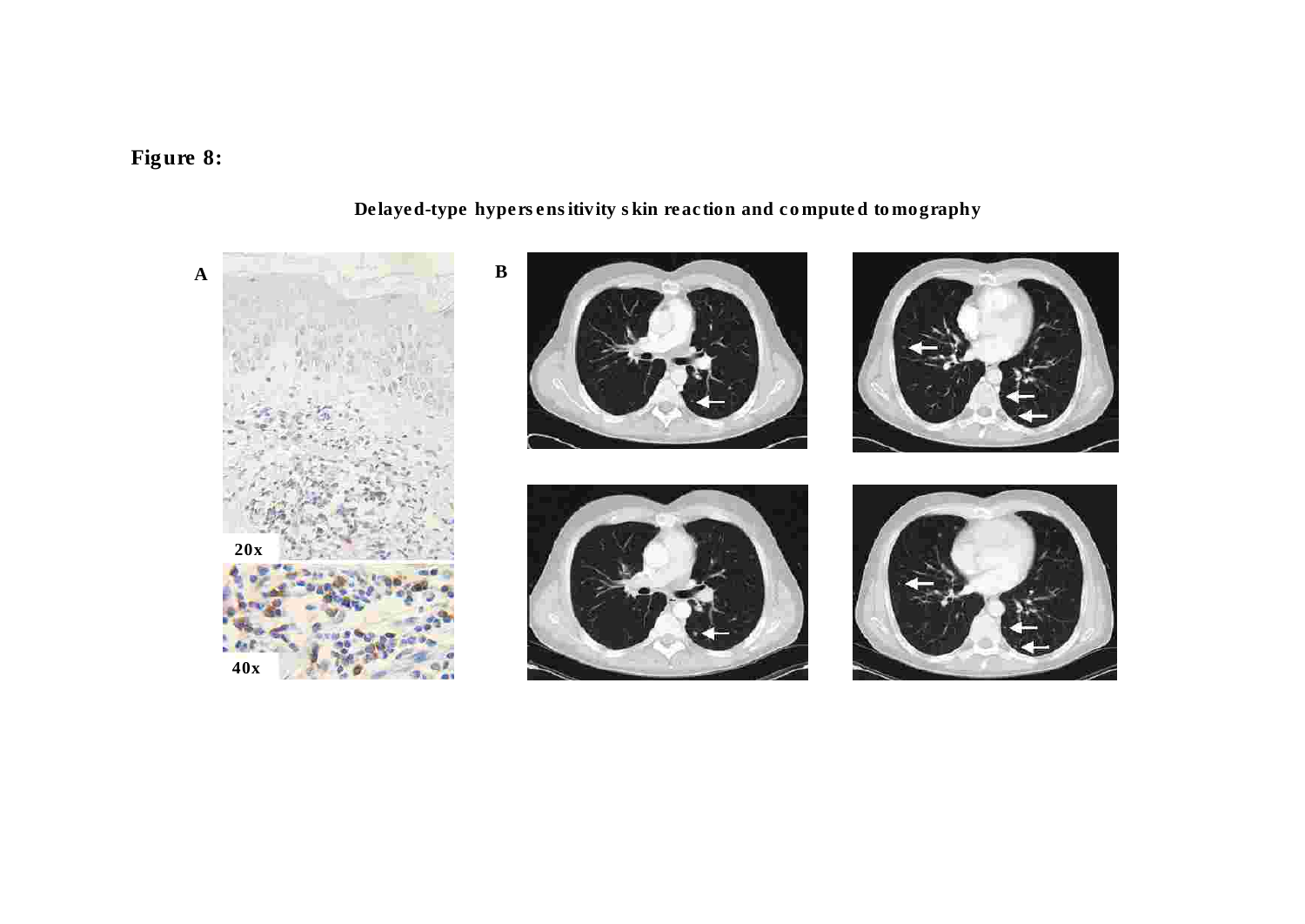**Figure 8:**

**Delayed-type hypersensitivity skin reaction and computed tomography**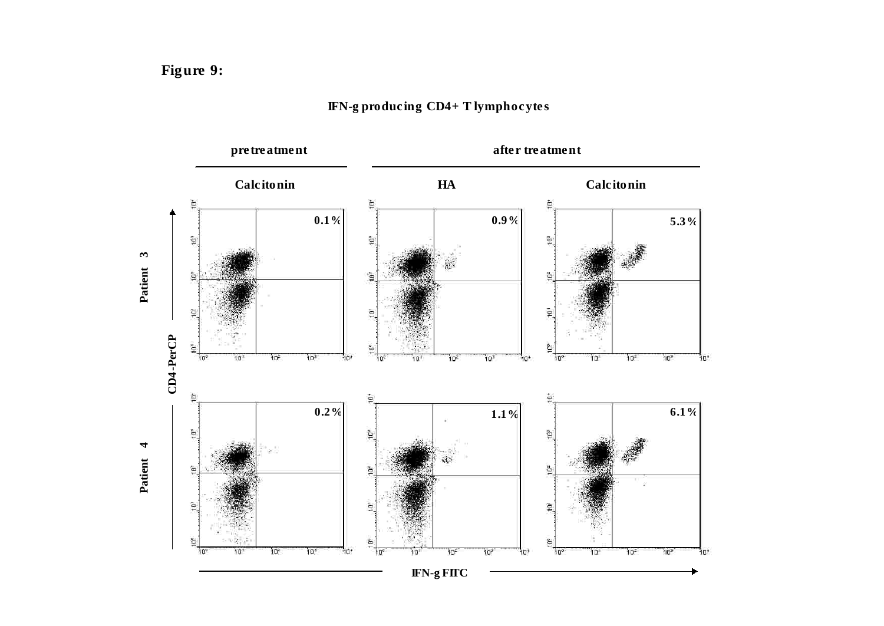**Figure 9:**

IFN-g producing CD4+ T lymphocytes

pretreatment

after treatment

Calcitonin

HA

Calcitonin

Patient 3

Patient 4

CD4-PerCP

IFN-g FITC

0.1%

0.9%

5.3%

0.2%

1.1%

6.1%